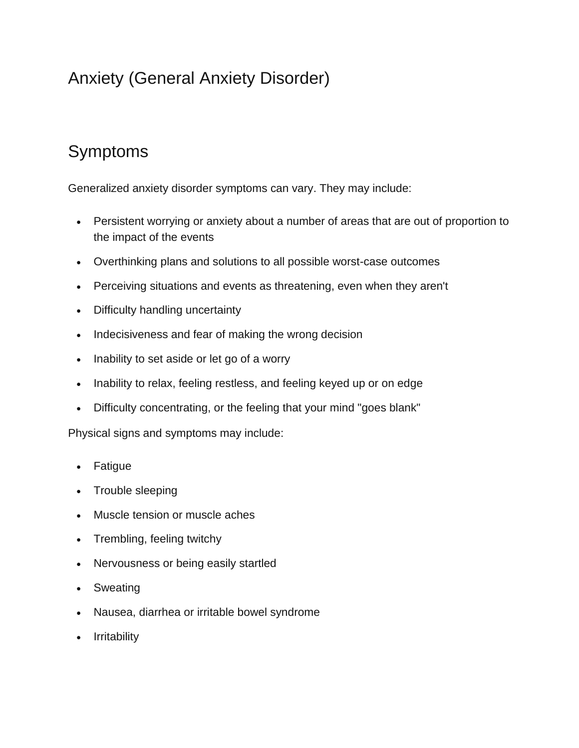# Anxiety (General Anxiety Disorder)

## Symptoms

Generalized anxiety disorder symptoms can vary. They may include:

- Persistent worrying or anxiety about a number of areas that are out of proportion to the impact of the events
- Overthinking plans and solutions to all possible worst-case outcomes
- Perceiving situations and events as threatening, even when they aren't
- Difficulty handling uncertainty
- Indecisiveness and fear of making the wrong decision
- Inability to set aside or let go of a worry
- Inability to relax, feeling restless, and feeling keyed up or on edge
- Difficulty concentrating, or the feeling that your mind "goes blank"

Physical signs and symptoms may include:

- Fatigue
- Trouble sleeping
- Muscle tension or muscle aches
- Trembling, feeling twitchy
- Nervousness or being easily startled
- Sweating
- Nausea, diarrhea or irritable bowel syndrome
- Irritability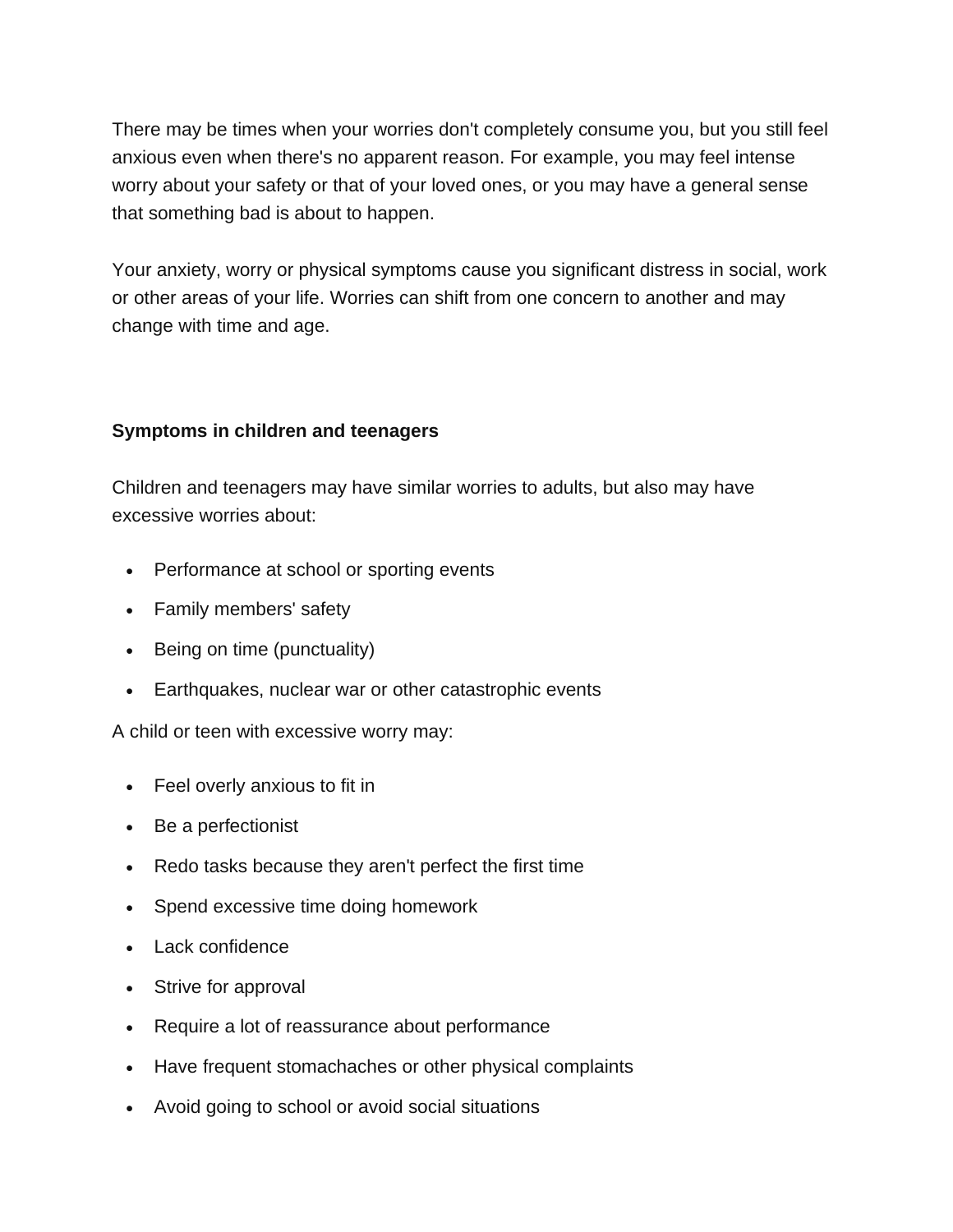There may be times when your worries don't completely consume you, but you still feel anxious even when there's no apparent reason. For example, you may feel intense worry about your safety or that of your loved ones, or you may have a general sense that something bad is about to happen.

Your anxiety, worry or physical symptoms cause you significant distress in social, work or other areas of your life. Worries can shift from one concern to another and may change with time and age.

**Symptoms in children and teenagers**

Children and teenagers may have similar worries to adults, but also may have excessive worries about:

- Performance at school or sporting events
- Family members' safety
- Being on time (punctuality)
- Earthquakes, nuclear war or other catastrophic events

A child or teen with excessive worry may:

- Feel overly anxious to fit in
- Be a perfectionist
- Redo tasks because they aren't perfect the first time
- Spend excessive time doing homework
- Lack confidence
- Strive for approval
- Require a lot of reassurance about performance
- Have frequent stomachaches or other physical complaints
- Avoid going to school or avoid social situations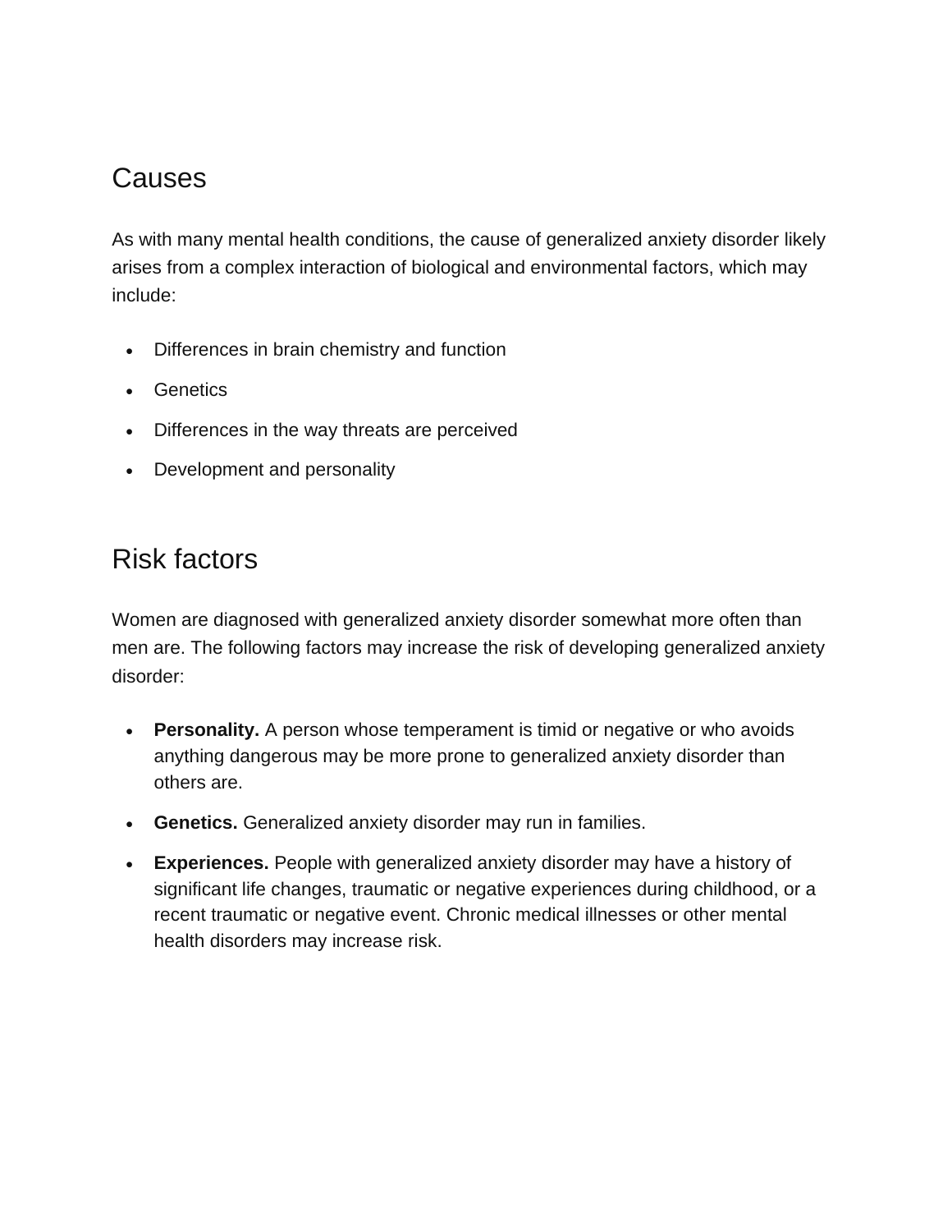## Causes

As with many mental health conditions, the cause of generalized anxiety disorder likely arises from a complex interaction of biological and environmental factors, which may include:

- Differences in brain chemistry and function
- Genetics
- Differences in the way threats are perceived
- Development and personality

## Risk factors

Women are diagnosed with generalized anxiety disorder somewhat more often than men are. The following factors may increase the risk of developing generalized anxiety disorder:

- **Personality.** A person whose temperament is timid or negative or who avoids anything dangerous may be more prone to generalized anxiety disorder than others are.
- **Genetics.** Generalized anxiety disorder may run in families.
- **Experiences.** People with generalized anxiety disorder may have a history of significant life changes, traumatic or negative experiences during childhood, or a recent traumatic or negative event. Chronic medical illnesses or other mental health disorders may increase risk.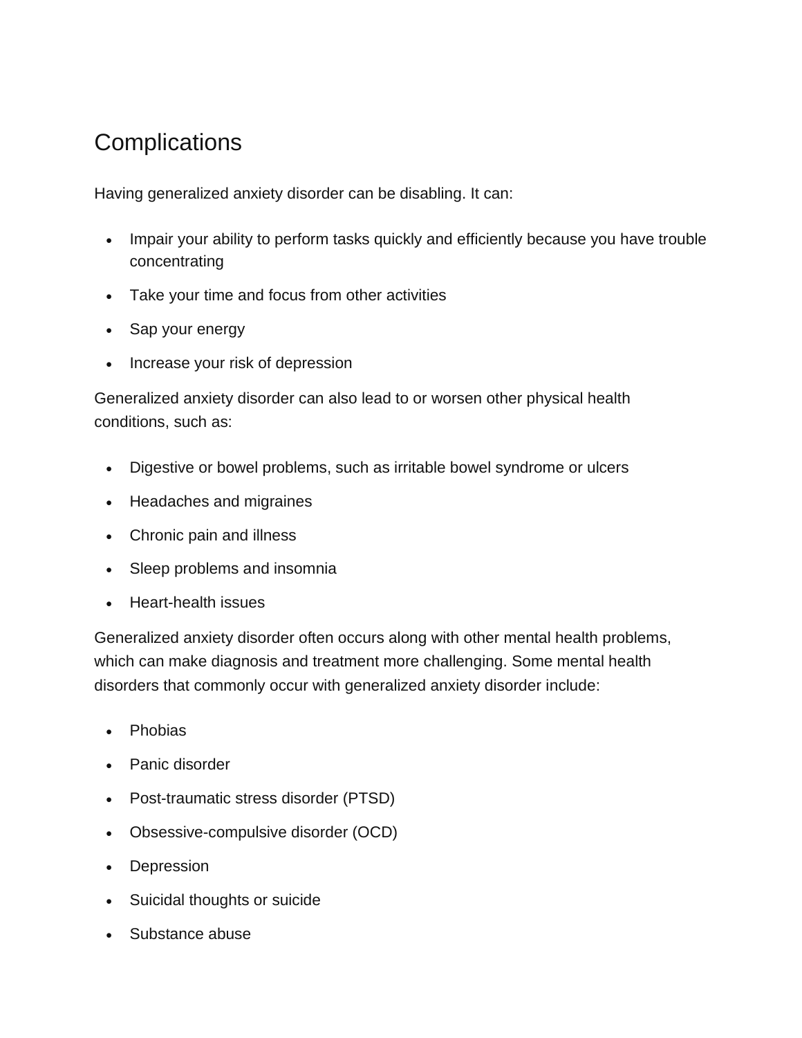## Complications

Having generalized anxiety disorder can be disabling. It can:

- Impair your ability to perform tasks quickly and efficiently because you have trouble concentrating
- Take your time and focus from other activities
- Sap your energy
- Increase your risk of depression

Generalized anxiety disorder can also lead to or worsen other physical health conditions, such as:

- Digestive or bowel problems, such as irritable bowel syndrome or ulcers
- Headaches and migraines
- Chronic pain and illness
- Sleep problems and insomnia
- Heart-health issues

Generalized anxiety disorder often occurs along with other mental health problems, which can make diagnosis and treatment more challenging. Some mental health disorders that commonly occur with generalized anxiety disorder include:

- Phobias
- Panic disorder
- Post-traumatic stress disorder (PTSD)
- Obsessive-compulsive disorder (OCD)
- Depression
- Suicidal thoughts or suicide
- Substance abuse